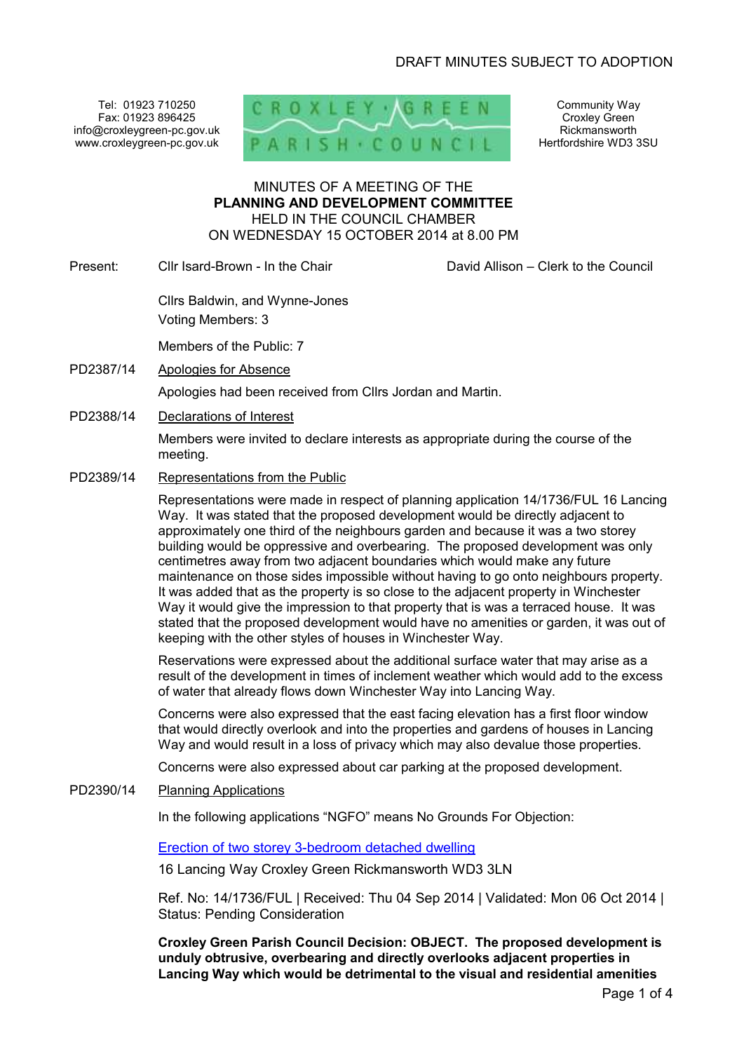DRAFT MINUTES SUBJECT TO ADOPTION

Tel: 01923 710250
Fax: 01923 896425
info@croxleygreen-pc.gov.uk
www.croxleygreen-pc.gov.uk

CROXLEY GREEN PARISH COUNCIL

Community Way
Croxley Green
Rickmansworth
Hertfordshire WD3 3SU

MINUTES OF A MEETING OF THE
**PLANNING AND DEVELOPMENT COMMITTEE**
HELD IN THE COUNCIL CHAMBER
ON WEDNESDAY 15 OCTOBER 2014 at 8.00 PM

Present: Cllr Isard-Brown - In the Chair — David Allison – Clerk to the Council

Cllrs Baldwin, and Wynne-Jones
Voting Members: 3

Members of the Public: 7

PD2387/14 Apologies for Absence

Apologies had been received from Cllrs Jordan and Martin.

PD2388/14 Declarations of Interest

Members were invited to declare interests as appropriate during the course of the meeting.

PD2389/14 Representations from the Public

Representations were made in respect of planning application 14/1736/FUL 16 Lancing Way. It was stated that the proposed development would be directly adjacent to approximately one third of the neighbours garden and because it was a two storey building would be oppressive and overbearing. The proposed development was only centimetres away from two adjacent boundaries which would make any future maintenance on those sides impossible without having to go onto neighbours property. It was added that as the property is so close to the adjacent property in Winchester Way it would give the impression to that property that is was a terraced house. It was stated that the proposed development would have no amenities or garden, it was out of keeping with the other styles of houses in Winchester Way.

Reservations were expressed about the additional surface water that may arise as a result of the development in times of inclement weather which would add to the excess of water that already flows down Winchester Way into Lancing Way.

Concerns were also expressed that the east facing elevation has a first floor window that would directly overlook and into the properties and gardens of houses in Lancing Way and would result in a loss of privacy which may also devalue those properties.

Concerns were also expressed about car parking at the proposed development.

PD2390/14 Planning Applications

In the following applications "NGFO" means No Grounds For Objection:

Erection of two storey 3-bedroom detached dwelling

16 Lancing Way Croxley Green Rickmansworth WD3 3LN

Ref. No: 14/1736/FUL | Received: Thu 04 Sep 2014 | Validated: Mon 06 Oct 2014 | Status: Pending Consideration

**Croxley Green Parish Council Decision: OBJECT. The proposed development is unduly obtrusive, overbearing and directly overlooks adjacent properties in Lancing Way which would be detrimental to the visual and residential amenities**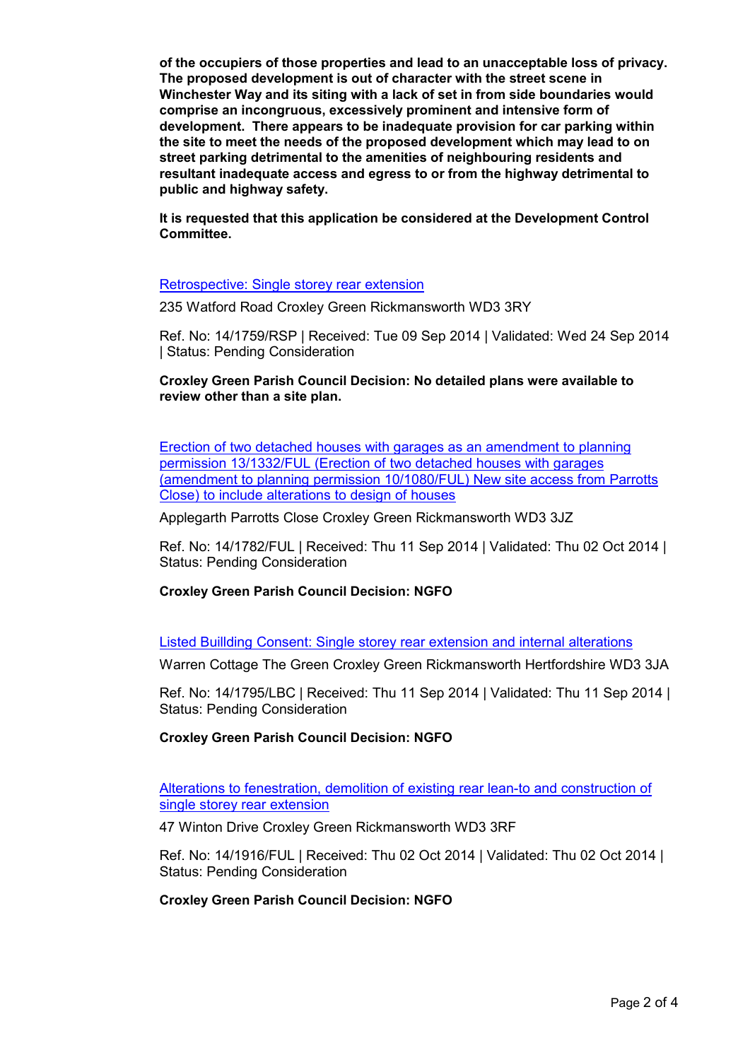**of the occupiers of those properties and lead to an unacceptable loss of privacy. The proposed development is out of character with the street scene in Winchester Way and its siting with a lack of set in from side boundaries would comprise an incongruous, excessively prominent and intensive form of development. There appears to be inadequate provision for car parking within the site to meet the needs of the proposed development which may lead to on street parking detrimental to the amenities of neighbouring residents and resultant inadequate access and egress to or from the highway detrimental to public and highway safety.**

**It is requested that this application be considered at the Development Control Committee.**

Retrospective: Single storey rear extension

235 Watford Road Croxley Green Rickmansworth WD3 3RY

Ref. No: 14/1759/RSP | Received: Tue 09 Sep 2014 | Validated: Wed 24 Sep 2014 | Status: Pending Consideration

**Croxley Green Parish Council Decision: No detailed plans were available to review other than a site plan.**

Erection of two detached houses with garages as an amendment to planning permission 13/1332/FUL (Erection of two detached houses with garages (amendment to planning permission 10/1080/FUL) New site access from Parrotts Close) to include alterations to design of houses

Applegarth Parrotts Close Croxley Green Rickmansworth WD3 3JZ

Ref. No: 14/1782/FUL | Received: Thu 11 Sep 2014 | Validated: Thu 02 Oct 2014 | Status: Pending Consideration

**Croxley Green Parish Council Decision: NGFO**

Listed Buillding Consent: Single storey rear extension and internal alterations

Warren Cottage The Green Croxley Green Rickmansworth Hertfordshire WD3 3JA

Ref. No: 14/1795/LBC | Received: Thu 11 Sep 2014 | Validated: Thu 11 Sep 2014 | Status: Pending Consideration

**Croxley Green Parish Council Decision: NGFO**

Alterations to fenestration, demolition of existing rear lean-to and construction of single storey rear extension

47 Winton Drive Croxley Green Rickmansworth WD3 3RF

Ref. No: 14/1916/FUL | Received: Thu 02 Oct 2014 | Validated: Thu 02 Oct 2014 | Status: Pending Consideration

**Croxley Green Parish Council Decision: NGFO**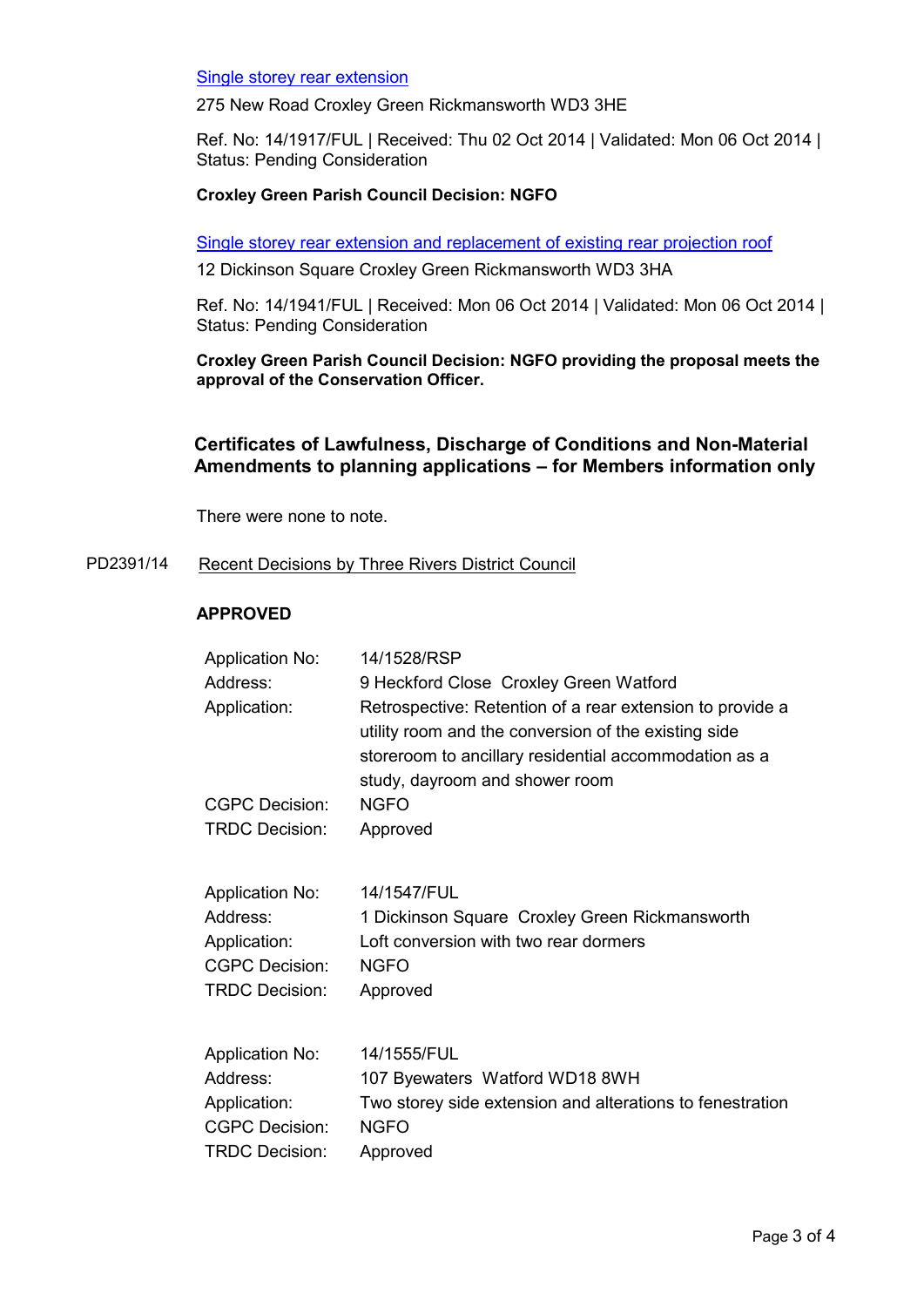Single storey rear extension

275 New Road Croxley Green Rickmansworth WD3 3HE

Ref. No: 14/1917/FUL | Received: Thu 02 Oct 2014 | Validated: Mon 06 Oct 2014 | Status: Pending Consideration

**Croxley Green Parish Council Decision: NGFO**

Single storey rear extension and replacement of existing rear projection roof

12 Dickinson Square Croxley Green Rickmansworth WD3 3HA

Ref. No: 14/1941/FUL | Received: Mon 06 Oct 2014 | Validated: Mon 06 Oct 2014 | Status: Pending Consideration

**Croxley Green Parish Council Decision: NGFO providing the proposal meets the approval of the Conservation Officer.**

### Certificates of Lawfulness, Discharge of Conditions and Non-Material Amendments to planning applications – for Members information only

There were none to note.

PD2391/14 Recent Decisions by Three Rivers District Council

**APPROVED**

| | |
|---|---|
| Application No: | 14/1528/RSP |
| Address: | 9 Heckford Close Croxley Green Watford |
| Application: | Retrospective: Retention of a rear extension to provide a utility room and the conversion of the existing side storeroom to ancillary residential accommodation as a study, dayroom and shower room |
| CGPC Decision: | NGFO |
| TRDC Decision: | Approved |

| | |
|---|---|
| Application No: | 14/1547/FUL |
| Address: | 1 Dickinson Square Croxley Green Rickmansworth |
| Application: | Loft conversion with two rear dormers |
| CGPC Decision: | NGFO |
| TRDC Decision: | Approved |

| | |
|---|---|
| Application No: | 14/1555/FUL |
| Address: | 107 Byewaters Watford WD18 8WH |
| Application: | Two storey side extension and alterations to fenestration |
| CGPC Decision: | NGFO |
| TRDC Decision: | Approved |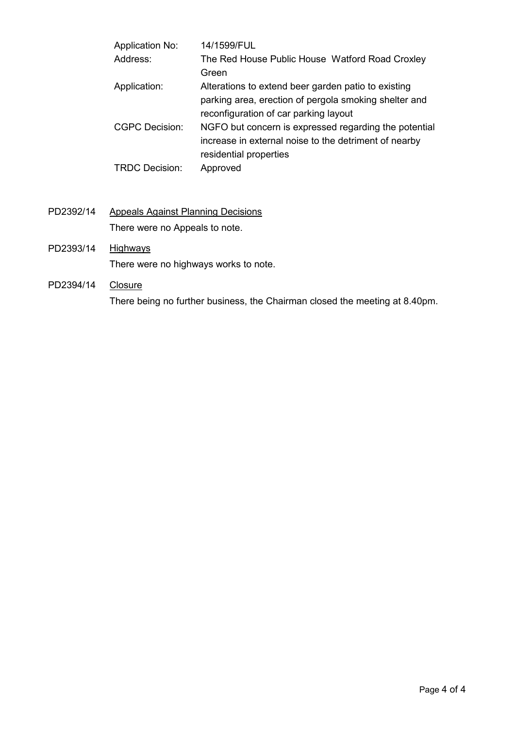| | |
|---|---|
| Application No: | 14/1599/FUL |
| Address: | The Red House Public House Watford Road Croxley Green |
| Application: | Alterations to extend beer garden patio to existing parking area, erection of pergola smoking shelter and reconfiguration of car parking layout |
| CGPC Decision: | NGFO but concern is expressed regarding the potential increase in external noise to the detriment of nearby residential properties |
| TRDC Decision: | Approved |

PD2392/14 Appeals Against Planning Decisions

There were no Appeals to note.

PD2393/14 Highways

There were no highways works to note.

PD2394/14 Closure

There being no further business, the Chairman closed the meeting at 8.40pm.